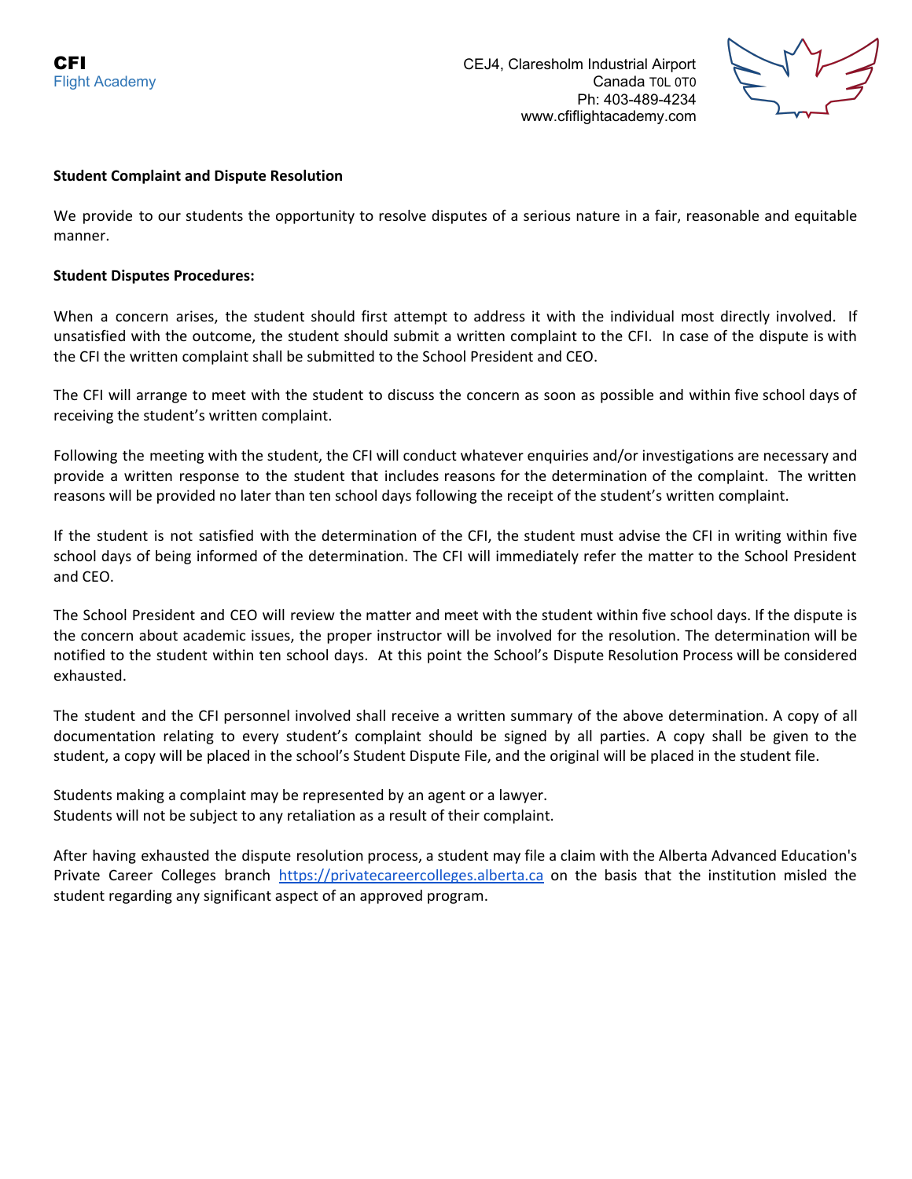**CFI**
Flight Academy

CEJ4, Claresholm Industrial Airport
Canada T0L 0T0
Ph: 403-489-4234
www.cfiflightacademy.com

**Student Complaint and Dispute Resolution**

We provide to our students the opportunity to resolve disputes of a serious nature in a fair, reasonable and equitable manner.

**Student Disputes Procedures:**

When a concern arises, the student should first attempt to address it with the individual most directly involved. If unsatisfied with the outcome, the student should submit a written complaint to the CFI. In case of the dispute is with the CFI the written complaint shall be submitted to the School President and CEO.

The CFI will arrange to meet with the student to discuss the concern as soon as possible and within five school days of receiving the student's written complaint.

Following the meeting with the student, the CFI will conduct whatever enquiries and/or investigations are necessary and provide a written response to the student that includes reasons for the determination of the complaint. The written reasons will be provided no later than ten school days following the receipt of the student's written complaint.

If the student is not satisfied with the determination of the CFI, the student must advise the CFI in writing within five school days of being informed of the determination. The CFI will immediately refer the matter to the School President and CEO.

The School President and CEO will review the matter and meet with the student within five school days. If the dispute is the concern about academic issues, the proper instructor will be involved for the resolution. The determination will be notified to the student within ten school days. At this point the School's Dispute Resolution Process will be considered exhausted.

The student and the CFI personnel involved shall receive a written summary of the above determination. A copy of all documentation relating to every student's complaint should be signed by all parties. A copy shall be given to the student, a copy will be placed in the school's Student Dispute File, and the original will be placed in the student file.

Students making a complaint may be represented by an agent or a lawyer.
Students will not be subject to any retaliation as a result of their complaint.

After having exhausted the dispute resolution process, a student may file a claim with the Alberta Advanced Education's Private Career Colleges branch https://privatecareercolleges.alberta.ca on the basis that the institution misled the student regarding any significant aspect of an approved program.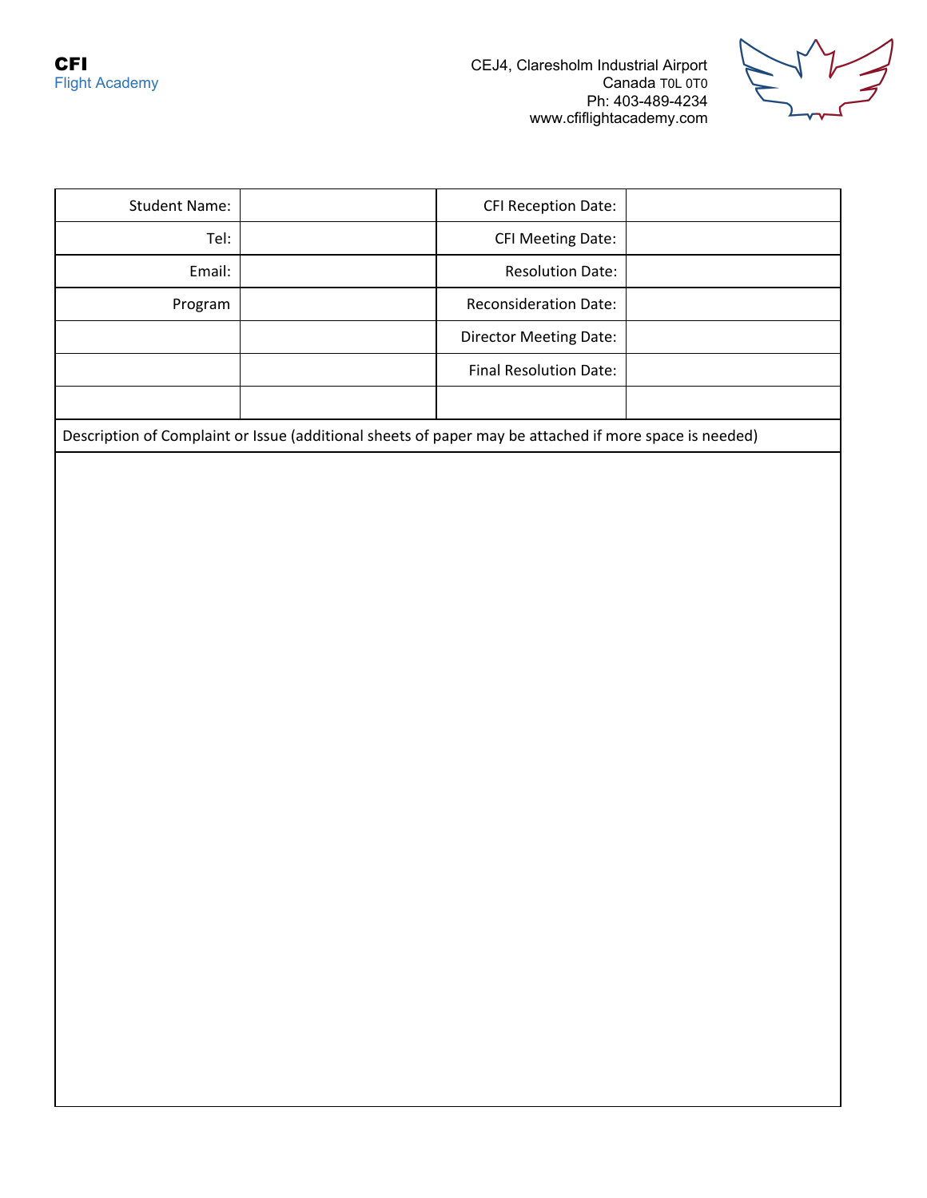**CFI**
Flight Academy

CEJ4, Claresholm Industrial Airport
Canada T0L 0T0
Ph: 403-489-4234
www.cfiflightacademy.com

| Student Name: | | CFI Reception Date: | |
|---|---|---|---|
| Tel: | | CFI Meeting Date: | |
| Email: | | Resolution Date: | |
| Program | | Reconsideration Date: | |
| | | Director Meeting Date: | |
| | | Final Resolution Date: | |
| | | | |

| Description of Complaint or Issue (additional sheets of paper may be attached if more space is needed) |
|---|
| |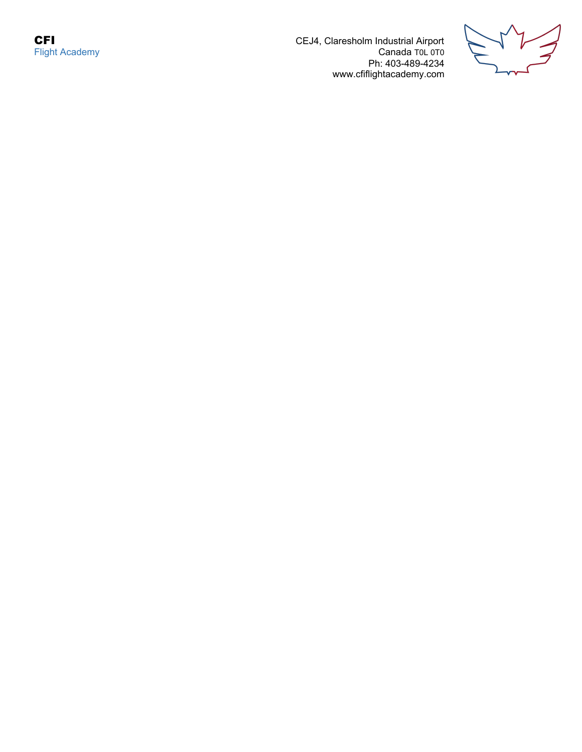**CFI**
Flight Academy

CEJ4, Claresholm Industrial Airport
Canada T0L 0T0
Ph: 403-489-4234
www.cfiflightacademy.com